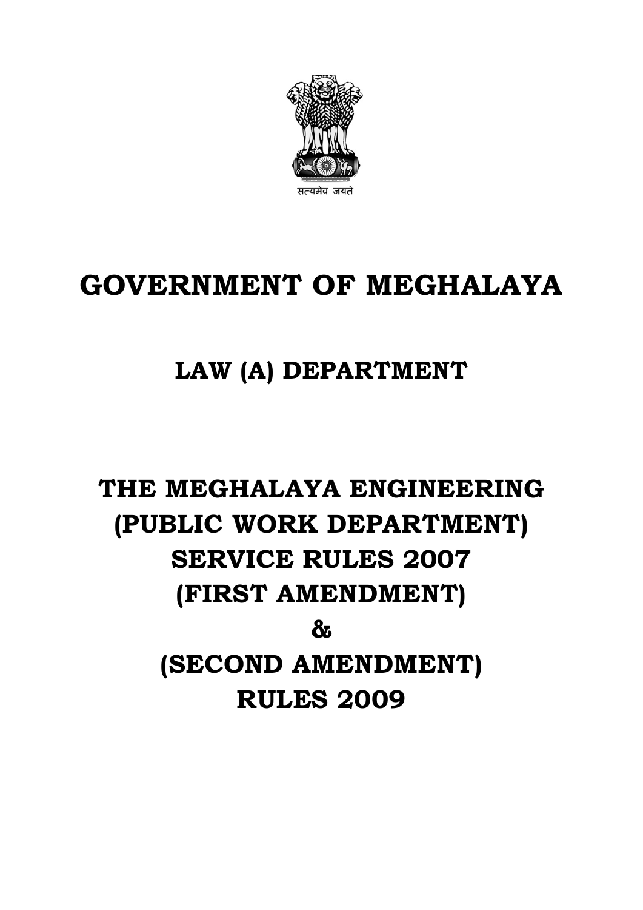सत्यमेव जयते

# GOVERNMENT OF MEGHALAYA

## LAW (A) DEPARTMENT

# THE MEGHALAYA ENGINEERING (PUBLIC WORK DEPARTMENT) SERVICE RULES 2007 (FIRST AMENDMENT) & (SECOND AMENDMENT) RULES 2009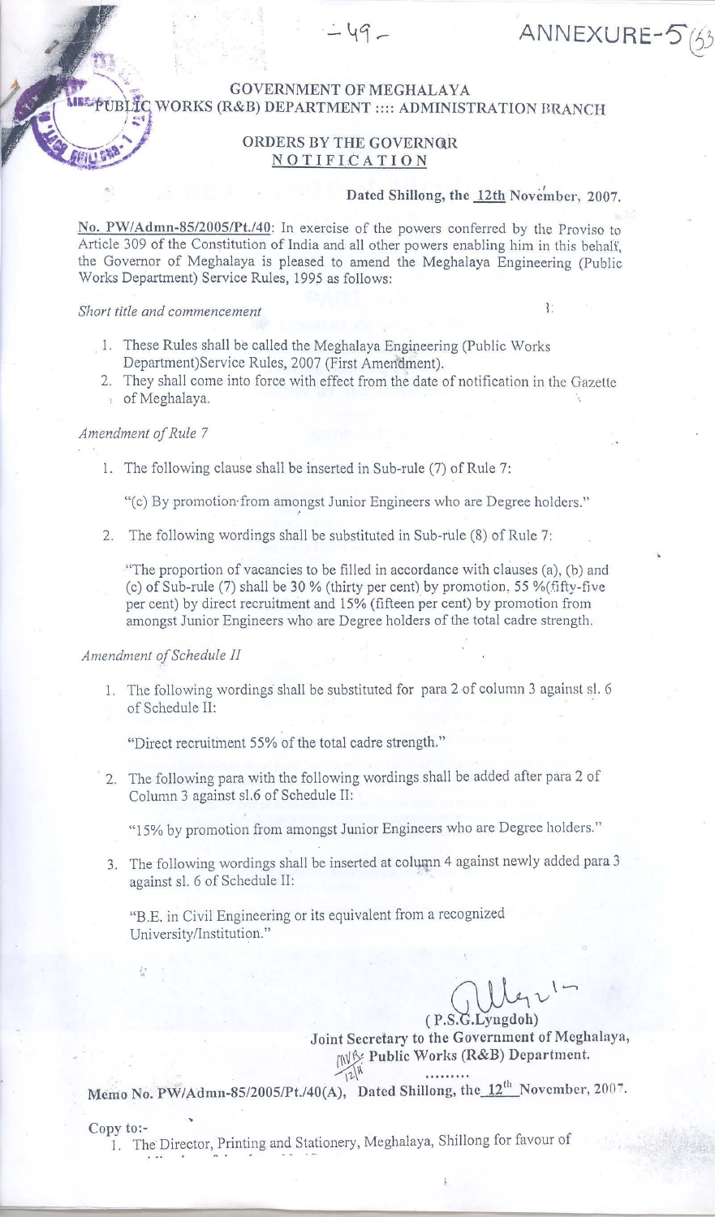ANNEXURE-5

GOVERNMENT OF MEGHALAYA
PUBLIC WORKS (R&B) DEPARTMENT :::: ADMINISTRATION BRANCH

ORDERS BY THE GOVERNOR
NOTIFICATION

**Dated Shillong, the 12th November, 2007.**

No. PW/Admn-85/2005/Pt./40: In exercise of the powers conferred by the Proviso to Article 309 of the Constitution of India and all other powers enabling him in this behalf, the Governor of Meghalaya is pleased to amend the Meghalaya Engineering (Public Works Department) Service Rules, 1995 as follows:

*Short title and commencement*

1. These Rules shall be called the Meghalaya Engineering (Public Works Department)Service Rules, 2007 (First Amendment).
2. They shall come into force with effect from the date of notification in the Gazette of Meghalaya.

*Amendment of Rule 7*

1. The following clause shall be inserted in Sub-rule (7) of Rule 7:

   "(c) By promotion from amongst Junior Engineers who are Degree holders."

2. The following wordings shall be substituted in Sub-rule (8) of Rule 7:

   "The proportion of vacancies to be filled in accordance with clauses (a), (b) and (c) of Sub-rule (7) shall be 30 % (thirty per cent) by promotion, 55 %(fifty-five per cent) by direct recruitment and 15% (fifteen per cent) by promotion from amongst Junior Engineers who are Degree holders of the total cadre strength.

*Amendment of Schedule II*

1. The following wordings shall be substituted for para 2 of column 3 against sl. 6 of Schedule II:

   "Direct recruitment 55% of the total cadre strength."

2. The following para with the following wordings shall be added after para 2 of Column 3 against sl.6 of Schedule II:

   "15% by promotion from amongst Junior Engineers who are Degree holders."

3. The following wordings shall be inserted at column 4 against newly added para 3 against sl. 6 of Schedule II:

   "B.E. in Civil Engineering or its equivalent from a recognized University/Institution."

(P.S.G.Lyngdoh)
**Joint Secretary to the Government of Meghalaya,**
**Public Works (R&B) Department.**

**Memo No. PW/Admn-85/2005/Pt./40(A), Dated Shillong, the 12th November, 2007.**

Copy to:-

1. The Director, Printing and Stationery, Meghalaya, Shillong for favour of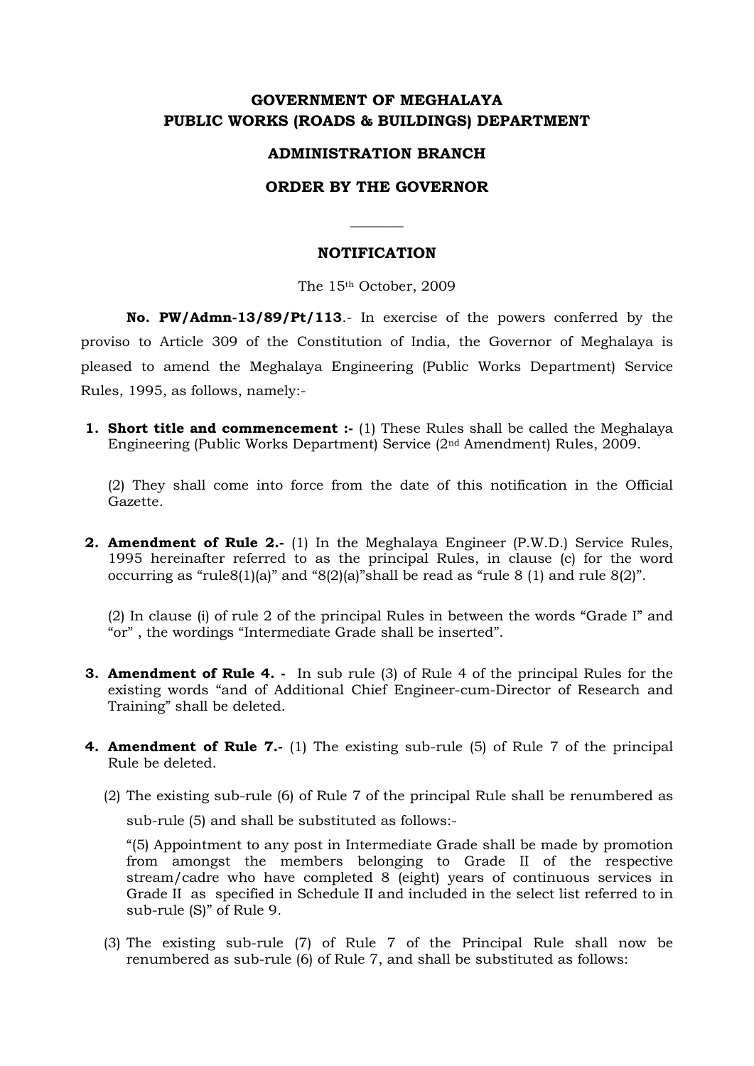**GOVERNMENT OF MEGHALAYA**
**PUBLIC WORKS (ROADS & BUILDINGS) DEPARTMENT**

**ADMINISTRATION BRANCH**

**ORDER BY THE GOVERNOR**

---

**NOTIFICATION**

The 15th October, 2009

**No. PW/Admn-13/89/Pt/113**.- In exercise of the powers conferred by the proviso to Article 309 of the Constitution of India, the Governor of Meghalaya is pleased to amend the Meghalaya Engineering (Public Works Department) Service Rules, 1995, as follows, namely:-

1. **Short title and commencement :-** (1) These Rules shall be called the Meghalaya Engineering (Public Works Department) Service (2nd Amendment) Rules, 2009.

   (2) They shall come into force from the date of this notification in the Official Gazette.

2. **Amendment of Rule 2.-** (1) In the Meghalaya Engineer (P.W.D.) Service Rules, 1995 hereinafter referred to as the principal Rules, in clause (c) for the word occurring as "rule8(1)(a)" and "8(2)(a)"shall be read as "rule 8 (1) and rule 8(2)".

   (2) In clause (i) of rule 2 of the principal Rules in between the words "Grade I" and "or" , the wordings "Intermediate Grade shall be inserted".

3. **Amendment of Rule 4. -** In sub rule (3) of Rule 4 of the principal Rules for the existing words "and of Additional Chief Engineer-cum-Director of Research and Training" shall be deleted.

4. **Amendment of Rule 7.-** (1) The existing sub-rule (5) of Rule 7 of the principal Rule be deleted.

   (2) The existing sub-rule (6) of Rule 7 of the principal Rule shall be renumbered as sub-rule (5) and shall be substituted as follows:-

   "(5) Appointment to any post in Intermediate Grade shall be made by promotion from amongst the members belonging to Grade II of the respective stream/cadre who have completed 8 (eight) years of continuous services in Grade II as specified in Schedule II and included in the select list referred to in sub-rule (S)" of Rule 9.

   (3) The existing sub-rule (7) of Rule 7 of the Principal Rule shall now be renumbered as sub-rule (6) of Rule 7, and shall be substituted as follows: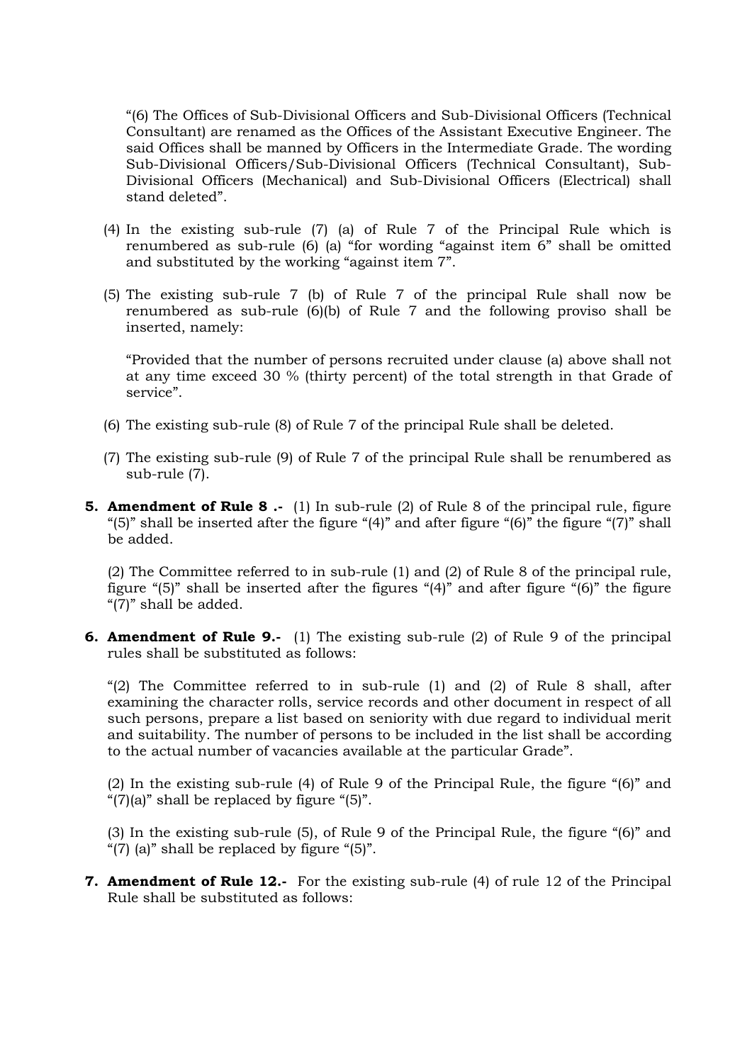"(6) The Offices of Sub-Divisional Officers and Sub-Divisional Officers (Technical Consultant) are renamed as the Offices of the Assistant Executive Engineer. The said Offices shall be manned by Officers in the Intermediate Grade. The wording Sub-Divisional Officers/Sub-Divisional Officers (Technical Consultant), Sub-Divisional Officers (Mechanical) and Sub-Divisional Officers (Electrical) shall stand deleted".

(4) In the existing sub-rule (7) (a) of Rule 7 of the Principal Rule which is renumbered as sub-rule (6) (a) "for wording "against item 6" shall be omitted and substituted by the working "against item 7".

(5) The existing sub-rule 7 (b) of Rule 7 of the principal Rule shall now be renumbered as sub-rule (6)(b) of Rule 7 and the following proviso shall be inserted, namely:

"Provided that the number of persons recruited under clause (a) above shall not at any time exceed 30 % (thirty percent) of the total strength in that Grade of service".

(6) The existing sub-rule (8) of Rule 7 of the principal Rule shall be deleted.

(7) The existing sub-rule (9) of Rule 7 of the principal Rule shall be renumbered as sub-rule (7).

**5. Amendment of Rule 8 .-** (1) In sub-rule (2) of Rule 8 of the principal rule, figure "(5)" shall be inserted after the figure "(4)" and after figure "(6)" the figure "(7)" shall be added.

(2) The Committee referred to in sub-rule (1) and (2) of Rule 8 of the principal rule, figure "(5)" shall be inserted after the figures "(4)" and after figure "(6)" the figure "(7)" shall be added.

**6. Amendment of Rule 9.-** (1) The existing sub-rule (2) of Rule 9 of the principal rules shall be substituted as follows:

"(2) The Committee referred to in sub-rule (1) and (2) of Rule 8 shall, after examining the character rolls, service records and other document in respect of all such persons, prepare a list based on seniority with due regard to individual merit and suitability. The number of persons to be included in the list shall be according to the actual number of vacancies available at the particular Grade".

(2) In the existing sub-rule (4) of Rule 9 of the Principal Rule, the figure "(6)" and "(7)(a)" shall be replaced by figure "(5)".

(3) In the existing sub-rule (5), of Rule 9 of the Principal Rule, the figure "(6)" and "(7) (a)" shall be replaced by figure "(5)".

**7. Amendment of Rule 12.-** For the existing sub-rule (4) of rule 12 of the Principal Rule shall be substituted as follows: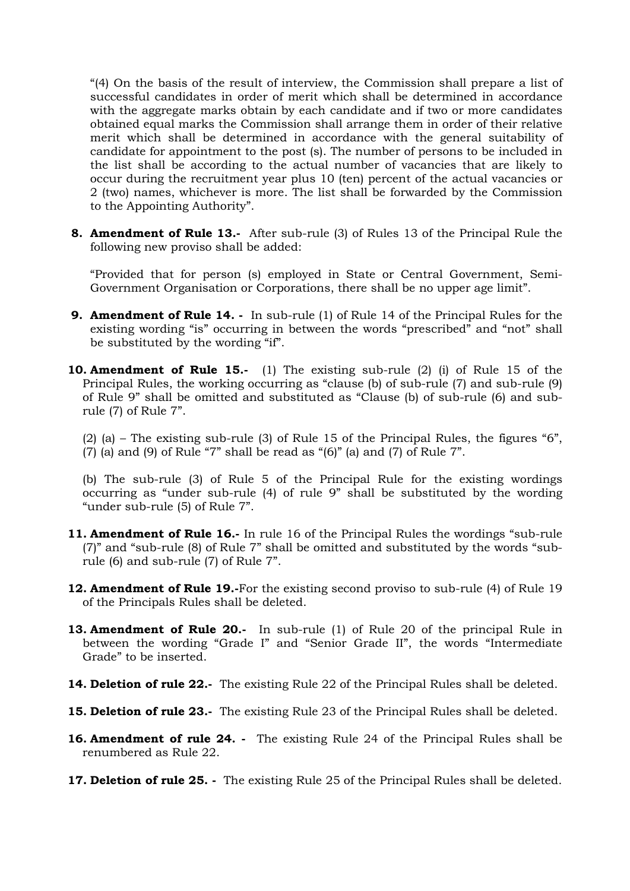"(4) On the basis of the result of interview, the Commission shall prepare a list of successful candidates in order of merit which shall be determined in accordance with the aggregate marks obtain by each candidate and if two or more candidates obtained equal marks the Commission shall arrange them in order of their relative merit which shall be determined in accordance with the general suitability of candidate for appointment to the post (s). The number of persons to be included in the list shall be according to the actual number of vacancies that are likely to occur during the recruitment year plus 10 (ten) percent of the actual vacancies or 2 (two) names, whichever is more. The list shall be forwarded by the Commission to the Appointing Authority".

**8. Amendment of Rule 13.-** After sub-rule (3) of Rules 13 of the Principal Rule the following new proviso shall be added:

"Provided that for person (s) employed in State or Central Government, Semi-Government Organisation or Corporations, there shall be no upper age limit".

**9. Amendment of Rule 14. -** In sub-rule (1) of Rule 14 of the Principal Rules for the existing wording "is" occurring in between the words "prescribed" and "not" shall be substituted by the wording "if".

**10. Amendment of Rule 15.-** (1) The existing sub-rule (2) (i) of Rule 15 of the Principal Rules, the working occurring as "clause (b) of sub-rule (7) and sub-rule (9) of Rule 9" shall be omitted and substituted as "Clause (b) of sub-rule (6) and sub-rule (7) of Rule 7".

(2) (a) – The existing sub-rule (3) of Rule 15 of the Principal Rules, the figures "6", (7) (a) and (9) of Rule "7" shall be read as "(6)" (a) and (7) of Rule 7".

(b) The sub-rule (3) of Rule 5 of the Principal Rule for the existing wordings occurring as "under sub-rule (4) of rule 9" shall be substituted by the wording "under sub-rule (5) of Rule 7".

**11. Amendment of Rule 16.-** In rule 16 of the Principal Rules the wordings "sub-rule (7)" and "sub-rule (8) of Rule 7" shall be omitted and substituted by the words "sub-rule (6) and sub-rule (7) of Rule 7".

**12. Amendment of Rule 19.-**For the existing second proviso to sub-rule (4) of Rule 19 of the Principals Rules shall be deleted.

**13. Amendment of Rule 20.-** In sub-rule (1) of Rule 20 of the principal Rule in between the wording "Grade I" and "Senior Grade II", the words "Intermediate Grade" to be inserted.

**14. Deletion of rule 22.-** The existing Rule 22 of the Principal Rules shall be deleted.

**15. Deletion of rule 23.-** The existing Rule 23 of the Principal Rules shall be deleted.

**16. Amendment of rule 24. -** The existing Rule 24 of the Principal Rules shall be renumbered as Rule 22.

**17. Deletion of rule 25. -** The existing Rule 25 of the Principal Rules shall be deleted.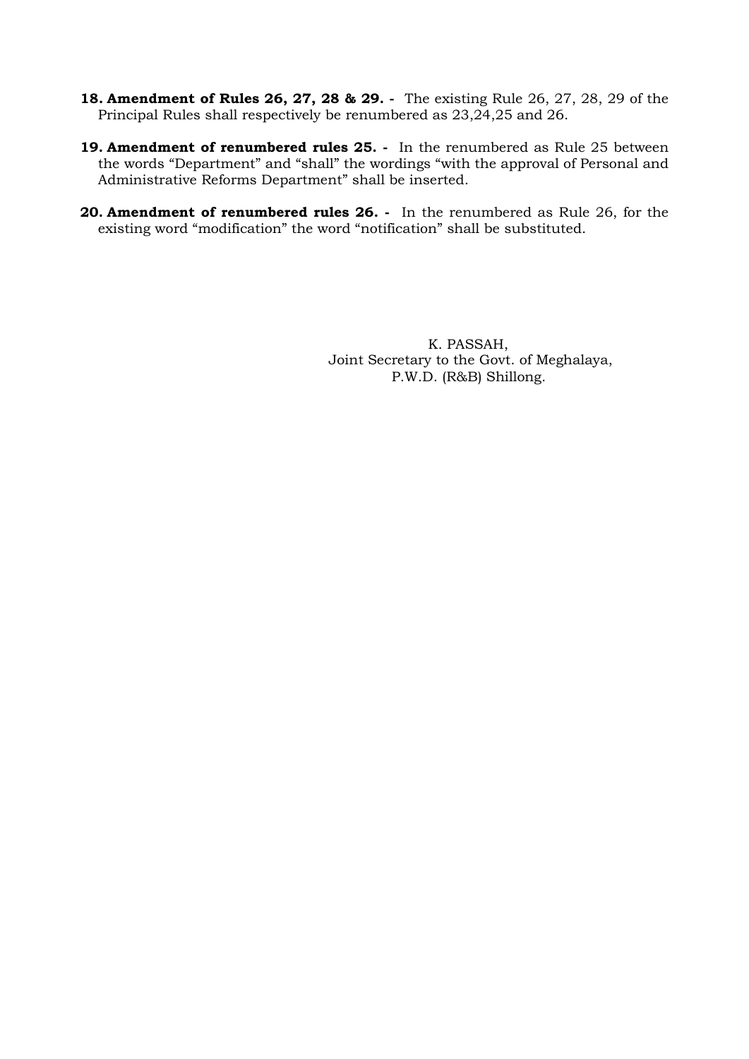**18. Amendment of Rules 26, 27, 28 & 29. -** The existing Rule 26, 27, 28, 29 of the Principal Rules shall respectively be renumbered as 23,24,25 and 26.

**19. Amendment of renumbered rules 25. -** In the renumbered as Rule 25 between the words "Department" and "shall" the wordings "with the approval of Personal and Administrative Reforms Department" shall be inserted.

**20. Amendment of renumbered rules 26. -** In the renumbered as Rule 26, for the existing word "modification" the word "notification" shall be substituted.

K. PASSAH,
Joint Secretary to the Govt. of Meghalaya,
P.W.D. (R&B) Shillong.